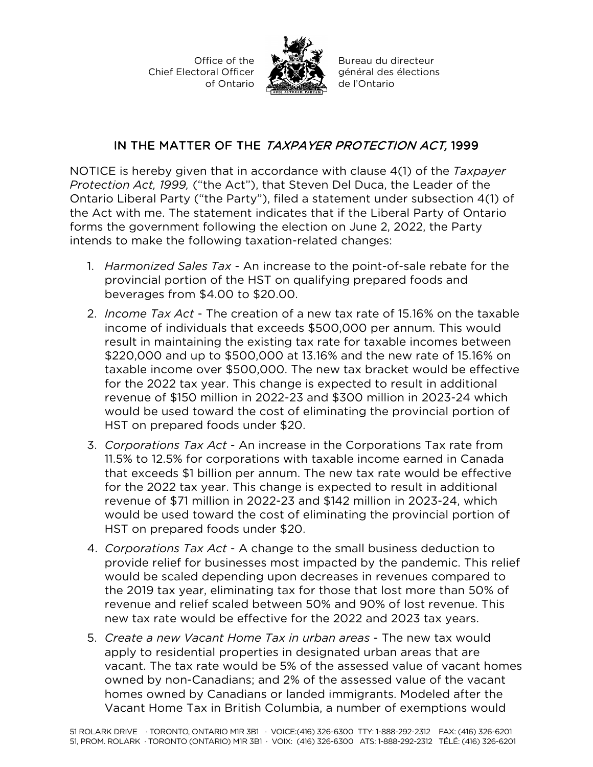Office of the Chief Electoral Officer of Ontario

Bureau du directeur général des élections de l'Ontario

## IN THE MATTER OF THE *TAXPAYER PROTECTION ACT,* 1999

NOTICE is hereby given that in accordance with clause 4(1) of the *Taxpayer Protection Act, 1999,* ("the Act"), that Steven Del Duca, the Leader of the Ontario Liberal Party ("the Party"), filed a statement under subsection 4(1) of the Act with me. The statement indicates that if the Liberal Party of Ontario forms the government following the election on June 2, 2022, the Party intends to make the following taxation-related changes:

1. *Harmonized Sales Tax* - An increase to the point-of-sale rebate for the provincial portion of the HST on qualifying prepared foods and beverages from $4.00 to $20.00.
2. *Income Tax Act* - The creation of a new tax rate of 15.16% on the taxable income of individuals that exceeds $500,000 per annum. This would result in maintaining the existing tax rate for taxable incomes between $220,000 and up to $500,000 at 13.16% and the new rate of 15.16% on taxable income over $500,000. The new tax bracket would be effective for the 2022 tax year. This change is expected to result in additional revenue of $150 million in 2022-23 and $300 million in 2023-24 which would be used toward the cost of eliminating the provincial portion of HST on prepared foods under $20.
3. *Corporations Tax Act* - An increase in the Corporations Tax rate from 11.5% to 12.5% for corporations with taxable income earned in Canada that exceeds $1 billion per annum. The new tax rate would be effective for the 2022 tax year. This change is expected to result in additional revenue of $71 million in 2022-23 and $142 million in 2023-24, which would be used toward the cost of eliminating the provincial portion of HST on prepared foods under $20.
4. *Corporations Tax Act* - A change to the small business deduction to provide relief for businesses most impacted by the pandemic. This relief would be scaled depending upon decreases in revenues compared to the 2019 tax year, eliminating tax for those that lost more than 50% of revenue and relief scaled between 50% and 90% of lost revenue. This new tax rate would be effective for the 2022 and 2023 tax years.
5. *Create a new Vacant Home Tax in urban areas* - The new tax would apply to residential properties in designated urban areas that are vacant. The tax rate would be 5% of the assessed value of vacant homes owned by non-Canadians; and 2% of the assessed value of the vacant homes owned by Canadians or landed immigrants. Modeled after the Vacant Home Tax in British Columbia, a number of exemptions would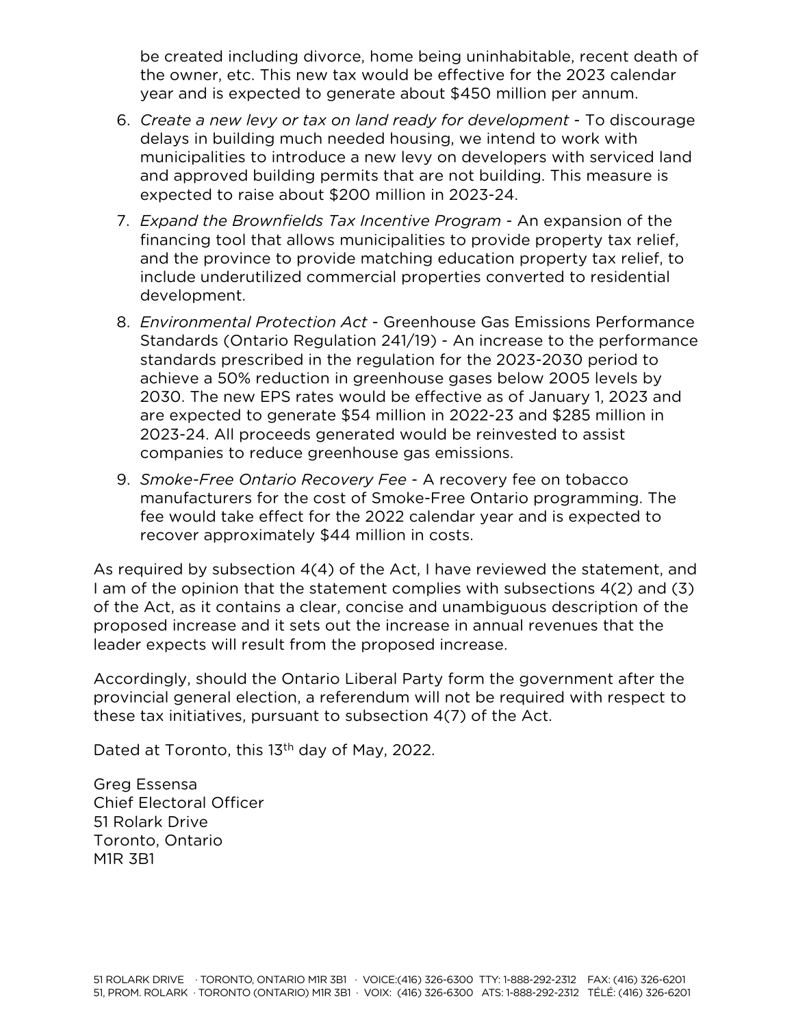be created including divorce, home being uninhabitable, recent death of the owner, etc. This new tax would be effective for the 2023 calendar year and is expected to generate about $450 million per annum.

6. *Create a new levy or tax on land ready for development* - To discourage delays in building much needed housing, we intend to work with municipalities to introduce a new levy on developers with serviced land and approved building permits that are not building. This measure is expected to raise about $200 million in 2023-24.
7. *Expand the Brownfields Tax Incentive Program* - An expansion of the financing tool that allows municipalities to provide property tax relief, and the province to provide matching education property tax relief, to include underutilized commercial properties converted to residential development.
8. *Environmental Protection Act* - Greenhouse Gas Emissions Performance Standards (Ontario Regulation 241/19) - An increase to the performance standards prescribed in the regulation for the 2023-2030 period to achieve a 50% reduction in greenhouse gases below 2005 levels by 2030. The new EPS rates would be effective as of January 1, 2023 and are expected to generate $54 million in 2022-23 and $285 million in 2023-24. All proceeds generated would be reinvested to assist companies to reduce greenhouse gas emissions.
9. *Smoke-Free Ontario Recovery Fee* - A recovery fee on tobacco manufacturers for the cost of Smoke-Free Ontario programming. The fee would take effect for the 2022 calendar year and is expected to recover approximately $44 million in costs.

As required by subsection 4(4) of the Act, I have reviewed the statement, and I am of the opinion that the statement complies with subsections 4(2) and (3) of the Act, as it contains a clear, concise and unambiguous description of the proposed increase and it sets out the increase in annual revenues that the leader expects will result from the proposed increase.

Accordingly, should the Ontario Liberal Party form the government after the provincial general election, a referendum will not be required with respect to these tax initiatives, pursuant to subsection 4(7) of the Act.

Dated at Toronto, this 13th day of May, 2022.

Greg Essensa
Chief Electoral Officer
51 Rolark Drive
Toronto, Ontario
M1R 3B1

51 ROLARK DRIVE · TORONTO, ONTARIO M1R 3B1 · VOICE:(416) 326-6300 TTY: 1-888-292-2312 FAX: (416) 326-6201
51, PROM. ROLARK · TORONTO (ONTARIO) M1R 3B1 · VOIX: (416) 326-6300 ATS: 1-888-292-2312 TÉLÉ: (416) 326-6201